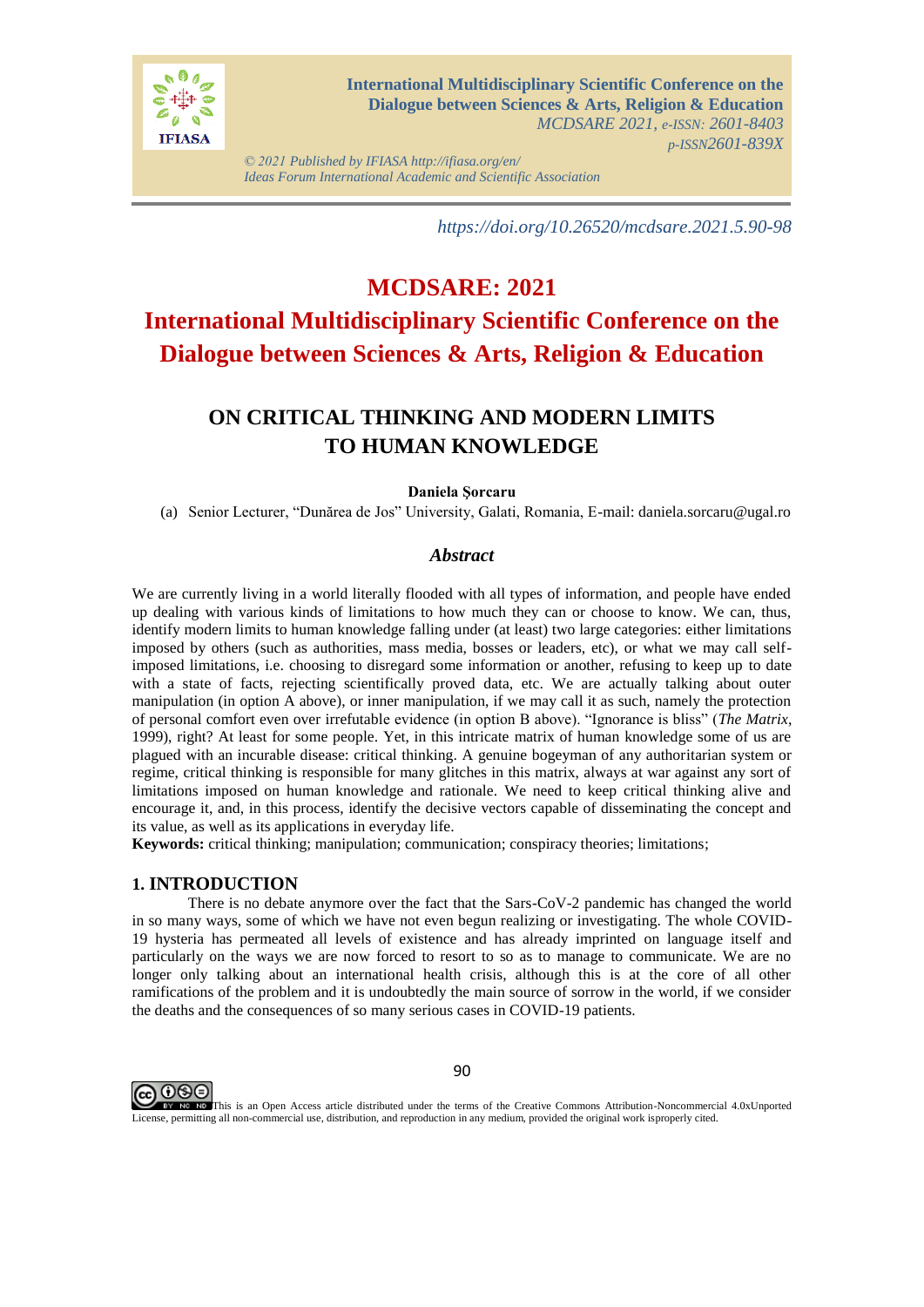https://doi.org/10.26520/mcdsare.2021.5.90-98

# MCDSARE: 2021

# International Multidisciplinary Scientific Conference on the Dialogue between Sciences & Arts, Religion & Education

## ON CRITICAL THINKING AND MODERN LIMITS TO HUMAN KNOWLEDGE

**Daniela Șorcaru**

(a) Senior Lecturer, "Dunărea de Jos" University, Galati, Romania, E-mail: daniela.sorcaru@ugal.ro

### *Abstract*

We are currently living in a world literally flooded with all types of information, and people have ended up dealing with various kinds of limitations to how much they can or choose to know. We can, thus, identify modern limits to human knowledge falling under (at least) two large categories: either limitations imposed by others (such as authorities, mass media, bosses or leaders, etc), or what we may call self-imposed limitations, i.e. choosing to disregard some information or another, refusing to keep up to date with a state of facts, rejecting scientifically proved data, etc. We are actually talking about outer manipulation (in option A above), or inner manipulation, if we may call it as such, namely the protection of personal comfort even over irrefutable evidence (in option B above). "Ignorance is bliss" (*The Matrix*, 1999), right? At least for some people. Yet, in this intricate matrix of human knowledge some of us are plagued with an incurable disease: critical thinking. A genuine bogeyman of any authoritarian system or regime, critical thinking is responsible for many glitches in this matrix, always at war against any sort of limitations imposed on human knowledge and rationale. We need to keep critical thinking alive and encourage it, and, in this process, identify the decisive vectors capable of disseminating the concept and its value, as well as its applications in everyday life.

**Keywords:** critical thinking; manipulation; communication; conspiracy theories; limitations;

## 1. INTRODUCTION

There is no debate anymore over the fact that the Sars-CoV-2 pandemic has changed the world in so many ways, some of which we have not even begun realizing or investigating. The whole COVID-19 hysteria has permeated all levels of existence and has already imprinted on language itself and particularly on the ways we are now forced to resort to so as to manage to communicate. We are no longer only talking about an international health crisis, although this is at the core of all other ramifications of the problem and it is undoubtedly the main source of sorrow in the world, if we consider the deaths and the consequences of so many serious cases in COVID-19 patients.

This is an Open Access article distributed under the terms of the Creative Commons Attribution-Noncommercial 4.0xUnported License, permitting all non-commercial use, distribution, and reproduction in any medium, provided the original work isproperly cited.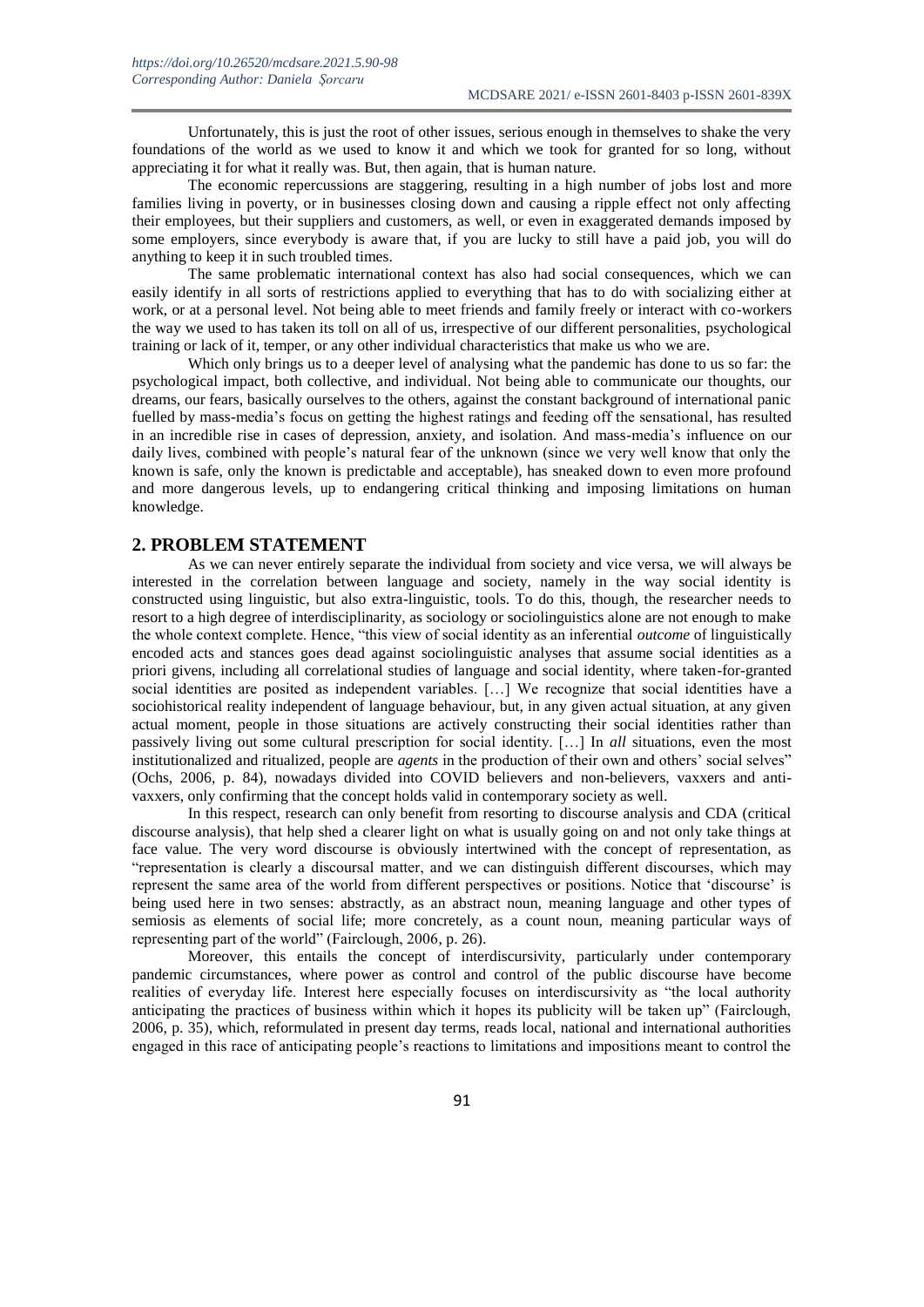Unfortunately, this is just the root of other issues, serious enough in themselves to shake the very foundations of the world as we used to know it and which we took for granted for so long, without appreciating it for what it really was. But, then again, that is human nature.

The economic repercussions are staggering, resulting in a high number of jobs lost and more families living in poverty, or in businesses closing down and causing a ripple effect not only affecting their employees, but their suppliers and customers, as well, or even in exaggerated demands imposed by some employers, since everybody is aware that, if you are lucky to still have a paid job, you will do anything to keep it in such troubled times.

The same problematic international context has also had social consequences, which we can easily identify in all sorts of restrictions applied to everything that has to do with socializing either at work, or at a personal level. Not being able to meet friends and family freely or interact with co-workers the way we used to has taken its toll on all of us, irrespective of our different personalities, psychological training or lack of it, temper, or any other individual characteristics that make us who we are.

Which only brings us to a deeper level of analysing what the pandemic has done to us so far: the psychological impact, both collective, and individual. Not being able to communicate our thoughts, our dreams, our fears, basically ourselves to the others, against the constant background of international panic fuelled by mass-media's focus on getting the highest ratings and feeding off the sensational, has resulted in an incredible rise in cases of depression, anxiety, and isolation. And mass-media's influence on our daily lives, combined with people's natural fear of the unknown (since we very well know that only the known is safe, only the known is predictable and acceptable), has sneaked down to even more profound and more dangerous levels, up to endangering critical thinking and imposing limitations on human knowledge.

## 2. PROBLEM STATEMENT

As we can never entirely separate the individual from society and vice versa, we will always be interested in the correlation between language and society, namely in the way social identity is constructed using linguistic, but also extra-linguistic, tools. To do this, though, the researcher needs to resort to a high degree of interdisciplinarity, as sociology or sociolinguistics alone are not enough to make the whole context complete. Hence, "this view of social identity as an inferential *outcome* of linguistically encoded acts and stances goes dead against sociolinguistic analyses that assume social identities as a priori givens, including all correlational studies of language and social identity, where taken-for-granted social identities are posited as independent variables. […] We recognize that social identities have a sociohistorical reality independent of language behaviour, but, in any given actual situation, at any given actual moment, people in those situations are actively constructing their social identities rather than passively living out some cultural prescription for social identity. […] In *all* situations, even the most institutionalized and ritualized, people are *agents* in the production of their own and others' social selves" (Ochs, 2006, p. 84), nowadays divided into COVID believers and non-believers, vaxxers and anti-vaxxers, only confirming that the concept holds valid in contemporary society as well.

In this respect, research can only benefit from resorting to discourse analysis and CDA (critical discourse analysis), that help shed a clearer light on what is usually going on and not only take things at face value. The very word discourse is obviously intertwined with the concept of representation, as "representation is clearly a discoursal matter, and we can distinguish different discourses, which may represent the same area of the world from different perspectives or positions. Notice that 'discourse' is being used here in two senses: abstractly, as an abstract noun, meaning language and other types of semiosis as elements of social life; more concretely, as a count noun, meaning particular ways of representing part of the world" (Fairclough, 2006, p. 26).

Moreover, this entails the concept of interdiscursivity, particularly under contemporary pandemic circumstances, where power as control and control of the public discourse have become realities of everyday life. Interest here especially focuses on interdiscursivity as "the local authority anticipating the practices of business within which it hopes its publicity will be taken up" (Fairclough, 2006, p. 35), which, reformulated in present day terms, reads local, national and international authorities engaged in this race of anticipating people's reactions to limitations and impositions meant to control the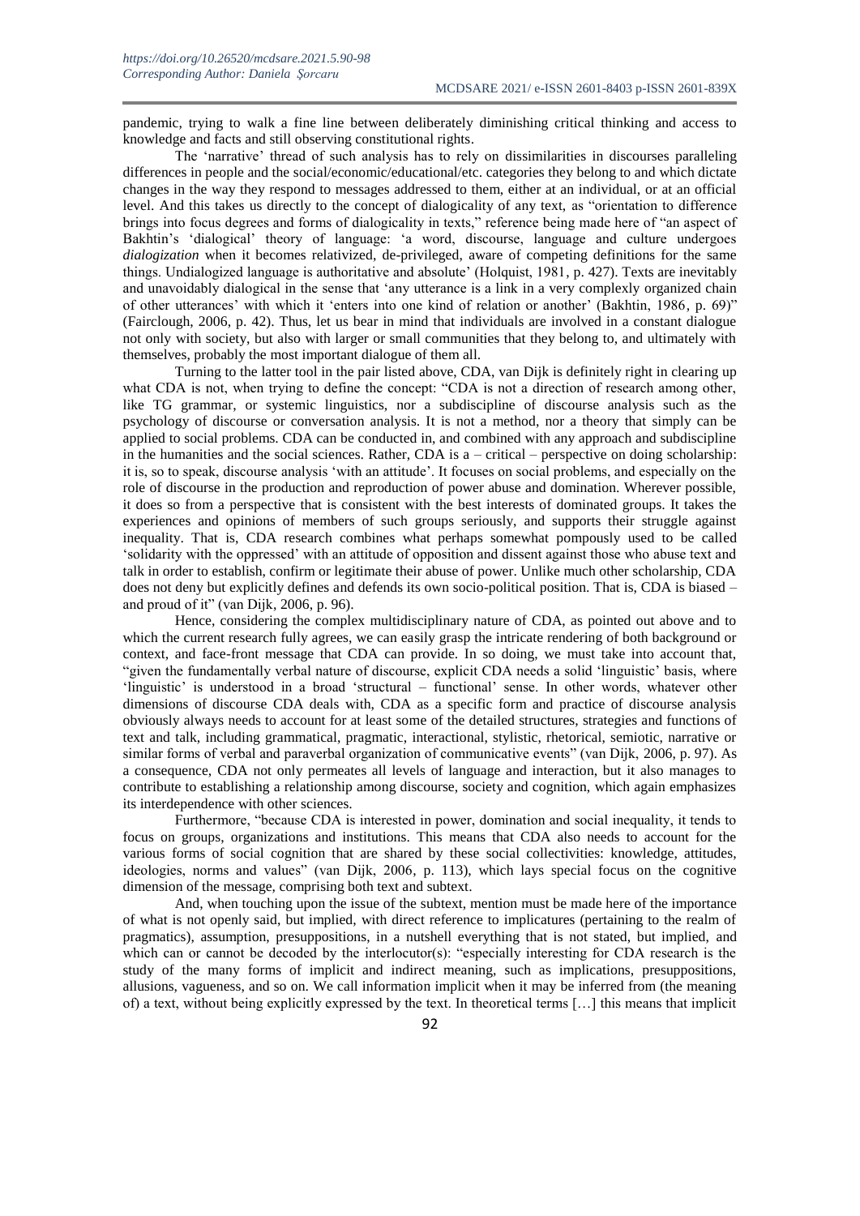pandemic, trying to walk a fine line between deliberately diminishing critical thinking and access to knowledge and facts and still observing constitutional rights.

The 'narrative' thread of such analysis has to rely on dissimilarities in discourses paralleling differences in people and the social/economic/educational/etc. categories they belong to and which dictate changes in the way they respond to messages addressed to them, either at an individual, or at an official level. And this takes us directly to the concept of dialogicality of any text, as "orientation to difference brings into focus degrees and forms of dialogicality in texts," reference being made here of "an aspect of Bakhtin's 'dialogical' theory of language: 'a word, discourse, language and culture undergoes *dialogization* when it becomes relativized, de-privileged, aware of competing definitions for the same things. Undialogized language is authoritative and absolute' (Holquist, 1981, p. 427). Texts are inevitably and unavoidably dialogical in the sense that 'any utterance is a link in a very complexly organized chain of other utterances' with which it 'enters into one kind of relation or another' (Bakhtin, 1986, p. 69)" (Fairclough, 2006, p. 42). Thus, let us bear in mind that individuals are involved in a constant dialogue not only with society, but also with larger or small communities that they belong to, and ultimately with themselves, probably the most important dialogue of them all.

Turning to the latter tool in the pair listed above, CDA, van Dijk is definitely right in clearing up what CDA is not, when trying to define the concept: "CDA is not a direction of research among other, like TG grammar, or systemic linguistics, nor a subdiscipline of discourse analysis such as the psychology of discourse or conversation analysis. It is not a method, nor a theory that simply can be applied to social problems. CDA can be conducted in, and combined with any approach and subdiscipline in the humanities and the social sciences. Rather, CDA is a – critical – perspective on doing scholarship: it is, so to speak, discourse analysis 'with an attitude'. It focuses on social problems, and especially on the role of discourse in the production and reproduction of power abuse and domination. Wherever possible, it does so from a perspective that is consistent with the best interests of dominated groups. It takes the experiences and opinions of members of such groups seriously, and supports their struggle against inequality. That is, CDA research combines what perhaps somewhat pompously used to be called 'solidarity with the oppressed' with an attitude of opposition and dissent against those who abuse text and talk in order to establish, confirm or legitimate their abuse of power. Unlike much other scholarship, CDA does not deny but explicitly defines and defends its own socio-political position. That is, CDA is biased – and proud of it" (van Dijk, 2006, p. 96).

Hence, considering the complex multidisciplinary nature of CDA, as pointed out above and to which the current research fully agrees, we can easily grasp the intricate rendering of both background or context, and face-front message that CDA can provide. In so doing, we must take into account that, "given the fundamentally verbal nature of discourse, explicit CDA needs a solid 'linguistic' basis, where 'linguistic' is understood in a broad 'structural – functional' sense. In other words, whatever other dimensions of discourse CDA deals with, CDA as a specific form and practice of discourse analysis obviously always needs to account for at least some of the detailed structures, strategies and functions of text and talk, including grammatical, pragmatic, interactional, stylistic, rhetorical, semiotic, narrative or similar forms of verbal and paraverbal organization of communicative events" (van Dijk, 2006, p. 97). As a consequence, CDA not only permeates all levels of language and interaction, but it also manages to contribute to establishing a relationship among discourse, society and cognition, which again emphasizes its interdependence with other sciences.

Furthermore, "because CDA is interested in power, domination and social inequality, it tends to focus on groups, organizations and institutions. This means that CDA also needs to account for the various forms of social cognition that are shared by these social collectivities: knowledge, attitudes, ideologies, norms and values" (van Dijk, 2006, p. 113), which lays special focus on the cognitive dimension of the message, comprising both text and subtext.

And, when touching upon the issue of the subtext, mention must be made here of the importance of what is not openly said, but implied, with direct reference to implicatures (pertaining to the realm of pragmatics), assumption, presuppositions, in a nutshell everything that is not stated, but implied, and which can or cannot be decoded by the interlocutor(s): "especially interesting for CDA research is the study of the many forms of implicit and indirect meaning, such as implications, presuppositions, allusions, vagueness, and so on. We call information implicit when it may be inferred from (the meaning of) a text, without being explicitly expressed by the text. In theoretical terms […] this means that implicit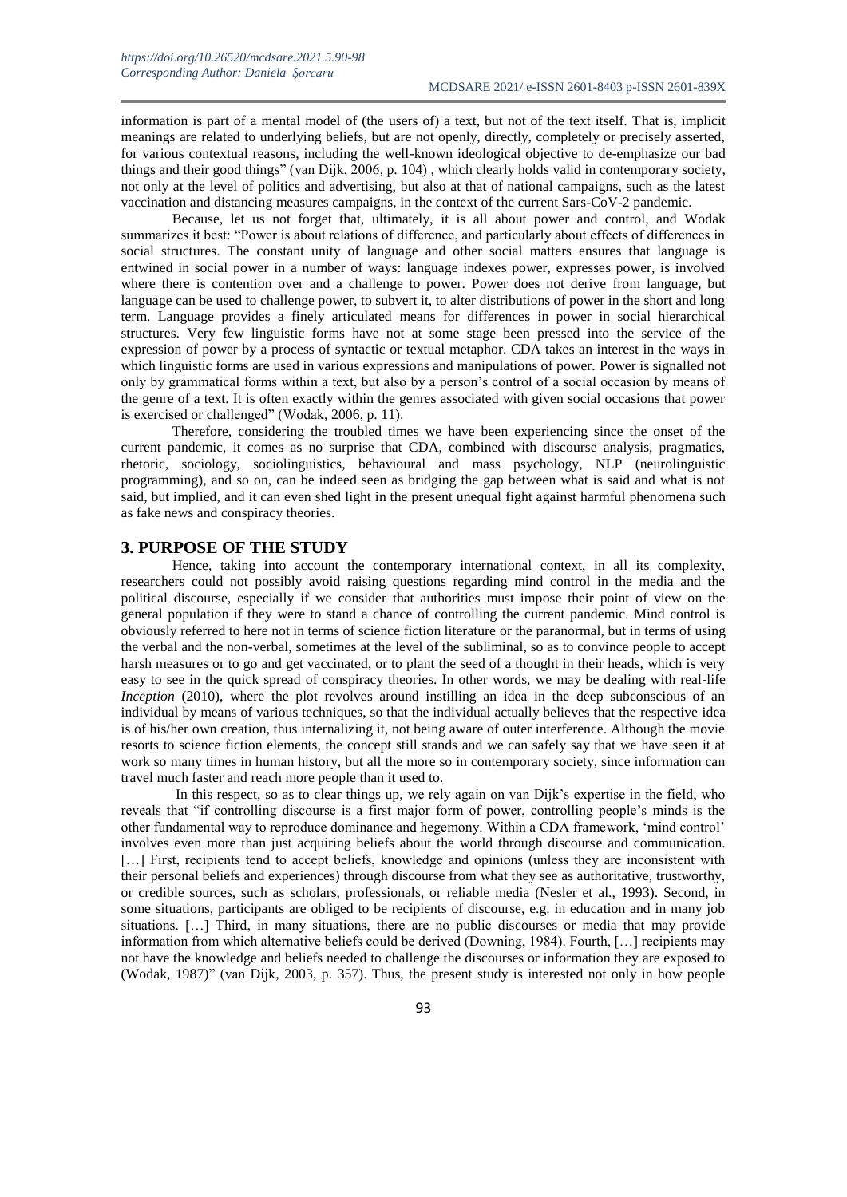information is part of a mental model of (the users of) a text, but not of the text itself. That is, implicit meanings are related to underlying beliefs, but are not openly, directly, completely or precisely asserted, for various contextual reasons, including the well-known ideological objective to de-emphasize our bad things and their good things" (van Dijk, 2006, p. 104) , which clearly holds valid in contemporary society, not only at the level of politics and advertising, but also at that of national campaigns, such as the latest vaccination and distancing measures campaigns, in the context of the current Sars-CoV-2 pandemic.

Because, let us not forget that, ultimately, it is all about power and control, and Wodak summarizes it best: "Power is about relations of difference, and particularly about effects of differences in social structures. The constant unity of language and other social matters ensures that language is entwined in social power in a number of ways: language indexes power, expresses power, is involved where there is contention over and a challenge to power. Power does not derive from language, but language can be used to challenge power, to subvert it, to alter distributions of power in the short and long term. Language provides a finely articulated means for differences in power in social hierarchical structures. Very few linguistic forms have not at some stage been pressed into the service of the expression of power by a process of syntactic or textual metaphor. CDA takes an interest in the ways in which linguistic forms are used in various expressions and manipulations of power. Power is signalled not only by grammatical forms within a text, but also by a person's control of a social occasion by means of the genre of a text. It is often exactly within the genres associated with given social occasions that power is exercised or challenged" (Wodak, 2006, p. 11).

Therefore, considering the troubled times we have been experiencing since the onset of the current pandemic, it comes as no surprise that CDA, combined with discourse analysis, pragmatics, rhetoric, sociology, sociolinguistics, behavioural and mass psychology, NLP (neurolinguistic programming), and so on, can be indeed seen as bridging the gap between what is said and what is not said, but implied, and it can even shed light in the present unequal fight against harmful phenomena such as fake news and conspiracy theories.

## 3. PURPOSE OF THE STUDY

Hence, taking into account the contemporary international context, in all its complexity, researchers could not possibly avoid raising questions regarding mind control in the media and the political discourse, especially if we consider that authorities must impose their point of view on the general population if they were to stand a chance of controlling the current pandemic. Mind control is obviously referred to here not in terms of science fiction literature or the paranormal, but in terms of using the verbal and the non-verbal, sometimes at the level of the subliminal, so as to convince people to accept harsh measures or to go and get vaccinated, or to plant the seed of a thought in their heads, which is very easy to see in the quick spread of conspiracy theories. In other words, we may be dealing with real-life *Inception* (2010), where the plot revolves around instilling an idea in the deep subconscious of an individual by means of various techniques, so that the individual actually believes that the respective idea is of his/her own creation, thus internalizing it, not being aware of outer interference. Although the movie resorts to science fiction elements, the concept still stands and we can safely say that we have seen it at work so many times in human history, but all the more so in contemporary society, since information can travel much faster and reach more people than it used to.

In this respect, so as to clear things up, we rely again on van Dijk's expertise in the field, who reveals that "if controlling discourse is a first major form of power, controlling people's minds is the other fundamental way to reproduce dominance and hegemony. Within a CDA framework, 'mind control' involves even more than just acquiring beliefs about the world through discourse and communication. […] First, recipients tend to accept beliefs, knowledge and opinions (unless they are inconsistent with their personal beliefs and experiences) through discourse from what they see as authoritative, trustworthy, or credible sources, such as scholars, professionals, or reliable media (Nesler et al., 1993). Second, in some situations, participants are obliged to be recipients of discourse, e.g. in education and in many job situations. […] Third, in many situations, there are no public discourses or media that may provide information from which alternative beliefs could be derived (Downing, 1984). Fourth, […] recipients may not have the knowledge and beliefs needed to challenge the discourses or information they are exposed to (Wodak, 1987)" (van Dijk, 2003, p. 357). Thus, the present study is interested not only in how people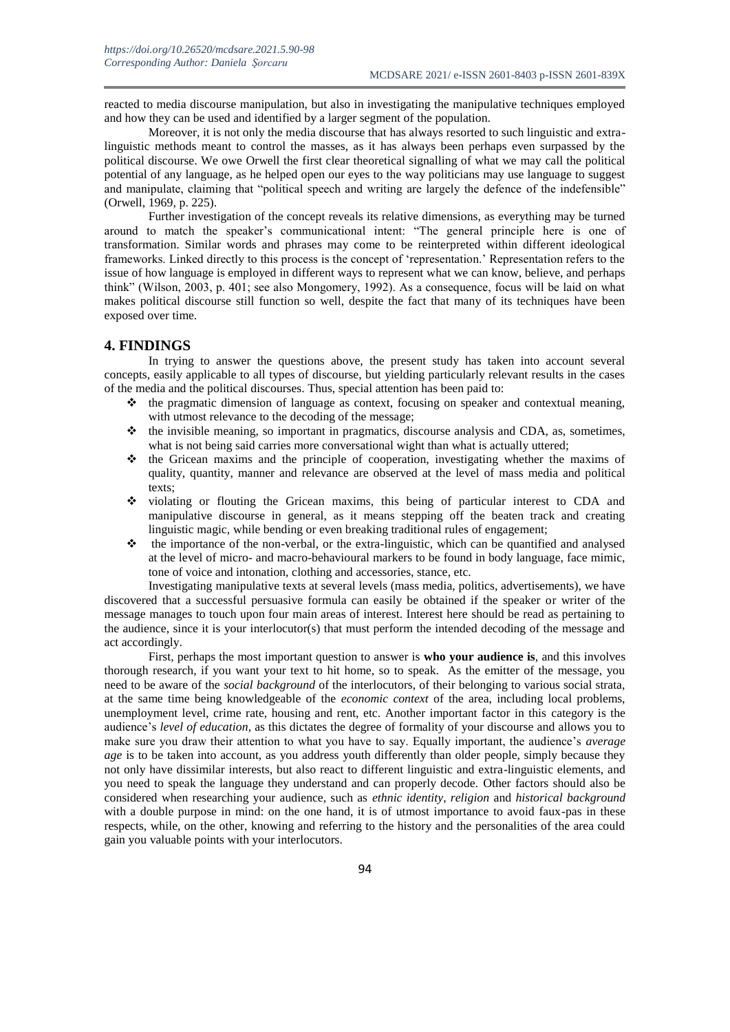reacted to media discourse manipulation, but also in investigating the manipulative techniques employed and how they can be used and identified by a larger segment of the population.

Moreover, it is not only the media discourse that has always resorted to such linguistic and extra-linguistic methods meant to control the masses, as it has always been perhaps even surpassed by the political discourse. We owe Orwell the first clear theoretical signalling of what we may call the political potential of any language, as he helped open our eyes to the way politicians may use language to suggest and manipulate, claiming that "political speech and writing are largely the defence of the indefensible" (Orwell, 1969, p. 225).

Further investigation of the concept reveals its relative dimensions, as everything may be turned around to match the speaker's communicational intent: "The general principle here is one of transformation. Similar words and phrases may come to be reinterpreted within different ideological frameworks. Linked directly to this process is the concept of 'representation.' Representation refers to the issue of how language is employed in different ways to represent what we can know, believe, and perhaps think" (Wilson, 2003, p. 401; see also Mongomery, 1992). As a consequence, focus will be laid on what makes political discourse still function so well, despite the fact that many of its techniques have been exposed over time.

## 4. FINDINGS

In trying to answer the questions above, the present study has taken into account several concepts, easily applicable to all types of discourse, but yielding particularly relevant results in the cases of the media and the political discourses. Thus, special attention has been paid to:

- the pragmatic dimension of language as context, focusing on speaker and contextual meaning, with utmost relevance to the decoding of the message;
- the invisible meaning, so important in pragmatics, discourse analysis and CDA, as, sometimes, what is not being said carries more conversational wight than what is actually uttered;
- the Gricean maxims and the principle of cooperation, investigating whether the maxims of quality, quantity, manner and relevance are observed at the level of mass media and political texts;
- violating or flouting the Gricean maxims, this being of particular interest to CDA and manipulative discourse in general, as it means stepping off the beaten track and creating linguistic magic, while bending or even breaking traditional rules of engagement;
- the importance of the non-verbal, or the extra-linguistic, which can be quantified and analysed at the level of micro- and macro-behavioural markers to be found in body language, face mimic, tone of voice and intonation, clothing and accessories, stance, etc.

Investigating manipulative texts at several levels (mass media, politics, advertisements), we have discovered that a successful persuasive formula can easily be obtained if the speaker or writer of the message manages to touch upon four main areas of interest. Interest here should be read as pertaining to the audience, since it is your interlocutor(s) that must perform the intended decoding of the message and act accordingly.

First, perhaps the most important question to answer is **who your audience is**, and this involves thorough research, if you want your text to hit home, so to speak. As the emitter of the message, you need to be aware of the *social background* of the interlocutors, of their belonging to various social strata, at the same time being knowledgeable of the *economic context* of the area, including local problems, unemployment level, crime rate, housing and rent, etc. Another important factor in this category is the audience's *level of education*, as this dictates the degree of formality of your discourse and allows you to make sure you draw their attention to what you have to say. Equally important, the audience's *average age* is to be taken into account, as you address youth differently than older people, simply because they not only have dissimilar interests, but also react to different linguistic and extra-linguistic elements, and you need to speak the language they understand and can properly decode. Other factors should also be considered when researching your audience, such as *ethnic identity*, *religion* and *historical background* with a double purpose in mind: on the one hand, it is of utmost importance to avoid faux-pas in these respects, while, on the other, knowing and referring to the history and the personalities of the area could gain you valuable points with your interlocutors.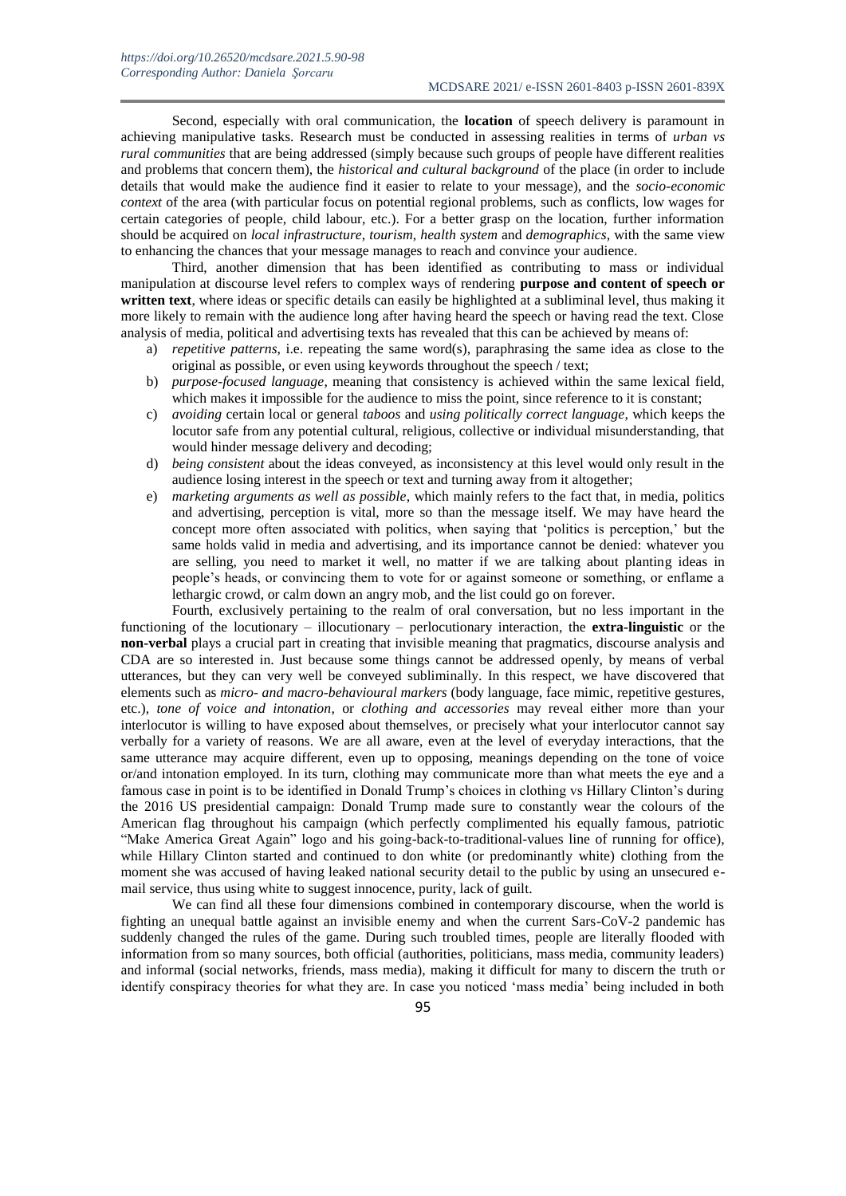Second, especially with oral communication, the **location** of speech delivery is paramount in achieving manipulative tasks. Research must be conducted in assessing realities in terms of *urban vs rural communities* that are being addressed (simply because such groups of people have different realities and problems that concern them), the *historical and cultural background* of the place (in order to include details that would make the audience find it easier to relate to your message), and the *socio-economic context* of the area (with particular focus on potential regional problems, such as conflicts, low wages for certain categories of people, child labour, etc.). For a better grasp on the location, further information should be acquired on *local infrastructure*, *tourism*, *health system* and *demographics*, with the same view to enhancing the chances that your message manages to reach and convince your audience.

Third, another dimension that has been identified as contributing to mass or individual manipulation at discourse level refers to complex ways of rendering **purpose and content of speech or written text**, where ideas or specific details can easily be highlighted at a subliminal level, thus making it more likely to remain with the audience long after having heard the speech or having read the text. Close analysis of media, political and advertising texts has revealed that this can be achieved by means of:

a) *repetitive patterns*, i.e. repeating the same word(s), paraphrasing the same idea as close to the original as possible, or even using keywords throughout the speech / text;
b) *purpose-focused language*, meaning that consistency is achieved within the same lexical field, which makes it impossible for the audience to miss the point, since reference to it is constant;
c) *avoiding* certain local or general *taboos* and *using politically correct language*, which keeps the locutor safe from any potential cultural, religious, collective or individual misunderstanding, that would hinder message delivery and decoding;
d) *being consistent* about the ideas conveyed, as inconsistency at this level would only result in the audience losing interest in the speech or text and turning away from it altogether;
e) *marketing arguments as well as possible*, which mainly refers to the fact that, in media, politics and advertising, perception is vital, more so than the message itself. We may have heard the concept more often associated with politics, when saying that 'politics is perception,' but the same holds valid in media and advertising, and its importance cannot be denied: whatever you are selling, you need to market it well, no matter if we are talking about planting ideas in people's heads, or convincing them to vote for or against someone or something, or enflame a lethargic crowd, or calm down an angry mob, and the list could go on forever.

Fourth, exclusively pertaining to the realm of oral conversation, but no less important in the functioning of the locutionary – illocutionary – perlocutionary interaction, the **extra-linguistic** or the **non-verbal** plays a crucial part in creating that invisible meaning that pragmatics, discourse analysis and CDA are so interested in. Just because some things cannot be addressed openly, by means of verbal utterances, but they can very well be conveyed subliminally. In this respect, we have discovered that elements such as *micro- and macro-behavioural markers* (body language, face mimic, repetitive gestures, etc.), *tone of voice and intonation*, or *clothing and accessories* may reveal either more than your interlocutor is willing to have exposed about themselves, or precisely what your interlocutor cannot say verbally for a variety of reasons. We are all aware, even at the level of everyday interactions, that the same utterance may acquire different, even up to opposing, meanings depending on the tone of voice or/and intonation employed. In its turn, clothing may communicate more than what meets the eye and a famous case in point is to be identified in Donald Trump's choices in clothing vs Hillary Clinton's during the 2016 US presidential campaign: Donald Trump made sure to constantly wear the colours of the American flag throughout his campaign (which perfectly complimented his equally famous, patriotic "Make America Great Again" logo and his going-back-to-traditional-values line of running for office), while Hillary Clinton started and continued to don white (or predominantly white) clothing from the moment she was accused of having leaked national security detail to the public by using an unsecured e-mail service, thus using white to suggest innocence, purity, lack of guilt.

We can find all these four dimensions combined in contemporary discourse, when the world is fighting an unequal battle against an invisible enemy and when the current Sars-CoV-2 pandemic has suddenly changed the rules of the game. During such troubled times, people are literally flooded with information from so many sources, both official (authorities, politicians, mass media, community leaders) and informal (social networks, friends, mass media), making it difficult for many to discern the truth or identify conspiracy theories for what they are. In case you noticed 'mass media' being included in both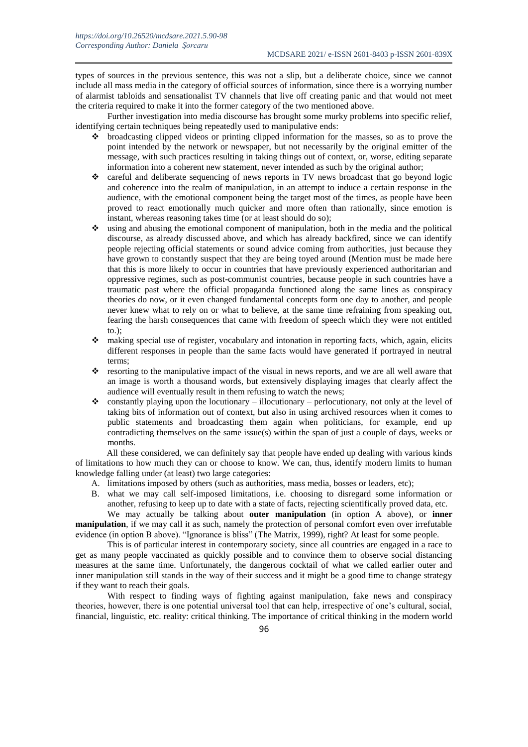types of sources in the previous sentence, this was not a slip, but a deliberate choice, since we cannot include all mass media in the category of official sources of information, since there is a worrying number of alarmist tabloids and sensationalist TV channels that live off creating panic and that would not meet the criteria required to make it into the former category of the two mentioned above.

Further investigation into media discourse has brought some murky problems into specific relief, identifying certain techniques being repeatedly used to manipulative ends:

- broadcasting clipped videos or printing clipped information for the masses, so as to prove the point intended by the network or newspaper, but not necessarily by the original emitter of the message, with such practices resulting in taking things out of context, or, worse, editing separate information into a coherent new statement, never intended as such by the original author;
- careful and deliberate sequencing of news reports in TV news broadcast that go beyond logic and coherence into the realm of manipulation, in an attempt to induce a certain response in the audience, with the emotional component being the target most of the times, as people have been proved to react emotionally much quicker and more often than rationally, since emotion is instant, whereas reasoning takes time (or at least should do so);
- using and abusing the emotional component of manipulation, both in the media and the political discourse, as already discussed above, and which has already backfired, since we can identify people rejecting official statements or sound advice coming from authorities, just because they have grown to constantly suspect that they are being toyed around (Mention must be made here that this is more likely to occur in countries that have previously experienced authoritarian and oppressive regimes, such as post-communist countries, because people in such countries have a traumatic past where the official propaganda functioned along the same lines as conspiracy theories do now, or it even changed fundamental concepts form one day to another, and people never knew what to rely on or what to believe, at the same time refraining from speaking out, fearing the harsh consequences that came with freedom of speech which they were not entitled to.);
- making special use of register, vocabulary and intonation in reporting facts, which, again, elicits different responses in people than the same facts would have generated if portrayed in neutral terms;
- resorting to the manipulative impact of the visual in news reports, and we are all well aware that an image is worth a thousand words, but extensively displaying images that clearly affect the audience will eventually result in them refusing to watch the news;
- constantly playing upon the locutionary – illocutionary – perlocutionary, not only at the level of taking bits of information out of context, but also in using archived resources when it comes to public statements and broadcasting them again when politicians, for example, end up contradicting themselves on the same issue(s) within the span of just a couple of days, weeks or months.

All these considered, we can definitely say that people have ended up dealing with various kinds of limitations to how much they can or choose to know. We can, thus, identify modern limits to human knowledge falling under (at least) two large categories:

A. limitations imposed by others (such as authorities, mass media, bosses or leaders, etc);
B. what we may call self-imposed limitations, i.e. choosing to disregard some information or another, refusing to keep up to date with a state of facts, rejecting scientifically proved data, etc.

We may actually be talking about **outer manipulation** (in option A above), or **inner manipulation**, if we may call it as such, namely the protection of personal comfort even over irrefutable evidence (in option B above). "Ignorance is bliss" (The Matrix, 1999), right? At least for some people.

This is of particular interest in contemporary society, since all countries are engaged in a race to get as many people vaccinated as quickly possible and to convince them to observe social distancing measures at the same time. Unfortunately, the dangerous cocktail of what we called earlier outer and inner manipulation still stands in the way of their success and it might be a good time to change strategy if they want to reach their goals.

With respect to finding ways of fighting against manipulation, fake news and conspiracy theories, however, there is one potential universal tool that can help, irrespective of one's cultural, social, financial, linguistic, etc. reality: critical thinking. The importance of critical thinking in the modern world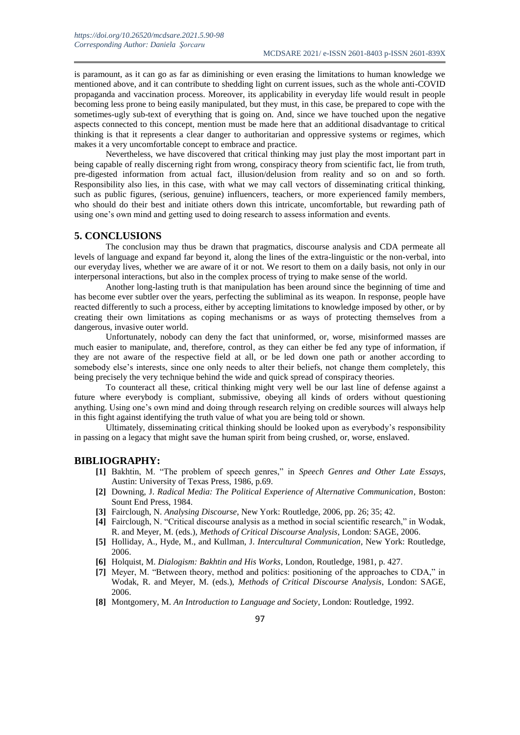is paramount, as it can go as far as diminishing or even erasing the limitations to human knowledge we mentioned above, and it can contribute to shedding light on current issues, such as the whole anti-COVID propaganda and vaccination process. Moreover, its applicability in everyday life would result in people becoming less prone to being easily manipulated, but they must, in this case, be prepared to cope with the sometimes-ugly sub-text of everything that is going on. And, since we have touched upon the negative aspects connected to this concept, mention must be made here that an additional disadvantage to critical thinking is that it represents a clear danger to authoritarian and oppressive systems or regimes, which makes it a very uncomfortable concept to embrace and practice.

Nevertheless, we have discovered that critical thinking may just play the most important part in being capable of really discerning right from wrong, conspiracy theory from scientific fact, lie from truth, pre-digested information from actual fact, illusion/delusion from reality and so on and so forth. Responsibility also lies, in this case, with what we may call vectors of disseminating critical thinking, such as public figures, (serious, genuine) influencers, teachers, or more experienced family members, who should do their best and initiate others down this intricate, uncomfortable, but rewarding path of using one's own mind and getting used to doing research to assess information and events.

## 5. CONCLUSIONS

The conclusion may thus be drawn that pragmatics, discourse analysis and CDA permeate all levels of language and expand far beyond it, along the lines of the extra-linguistic or the non-verbal, into our everyday lives, whether we are aware of it or not. We resort to them on a daily basis, not only in our interpersonal interactions, but also in the complex process of trying to make sense of the world.

Another long-lasting truth is that manipulation has been around since the beginning of time and has become ever subtler over the years, perfecting the subliminal as its weapon. In response, people have reacted differently to such a process, either by accepting limitations to knowledge imposed by other, or by creating their own limitations as coping mechanisms or as ways of protecting themselves from a dangerous, invasive outer world.

Unfortunately, nobody can deny the fact that uninformed, or, worse, misinformed masses are much easier to manipulate, and, therefore, control, as they can either be fed any type of information, if they are not aware of the respective field at all, or be led down one path or another according to somebody else's interests, since one only needs to alter their beliefs, not change them completely, this being precisely the very technique behind the wide and quick spread of conspiracy theories.

To counteract all these, critical thinking might very well be our last line of defense against a future where everybody is compliant, submissive, obeying all kinds of orders without questioning anything. Using one's own mind and doing through research relying on credible sources will always help in this fight against identifying the truth value of what you are being told or shown.

Ultimately, disseminating critical thinking should be looked upon as everybody's responsibility in passing on a legacy that might save the human spirit from being crushed, or, worse, enslaved.

## BIBLIOGRAPHY:

**[1]** Bakhtin, M. "The problem of speech genres," in *Speech Genres and Other Late Essays*, Austin: University of Texas Press, 1986, p.69.

**[2]** Downing, J. *Radical Media: The Political Experience of Alternative Communication*, Boston: Sount End Press, 1984.

**[3]** Fairclough, N. *Analysing Discourse*, New York: Routledge, 2006, pp. 26; 35; 42.

**[4]** Fairclough, N. "Critical discourse analysis as a method in social scientific research," in Wodak, R. and Meyer, M. (eds.), *Methods of Critical Discourse Analysis*, London: SAGE, 2006.

**[5]** Holliday, A., Hyde, M., and Kullman, J. *Intercultural Communication*, New York: Routledge, 2006.

**[6]** Holquist, M. *Dialogism: Bakhtin and His Works*, London, Routledge, 1981, p. 427.

**[7]** Meyer, M. "Between theory, method and politics: positioning of the approaches to CDA," in Wodak, R. and Meyer, M. (eds.), *Methods of Critical Discourse Analysis*, London: SAGE, 2006.

**[8]** Montgomery, M. *An Introduction to Language and Society*, London: Routledge, 1992.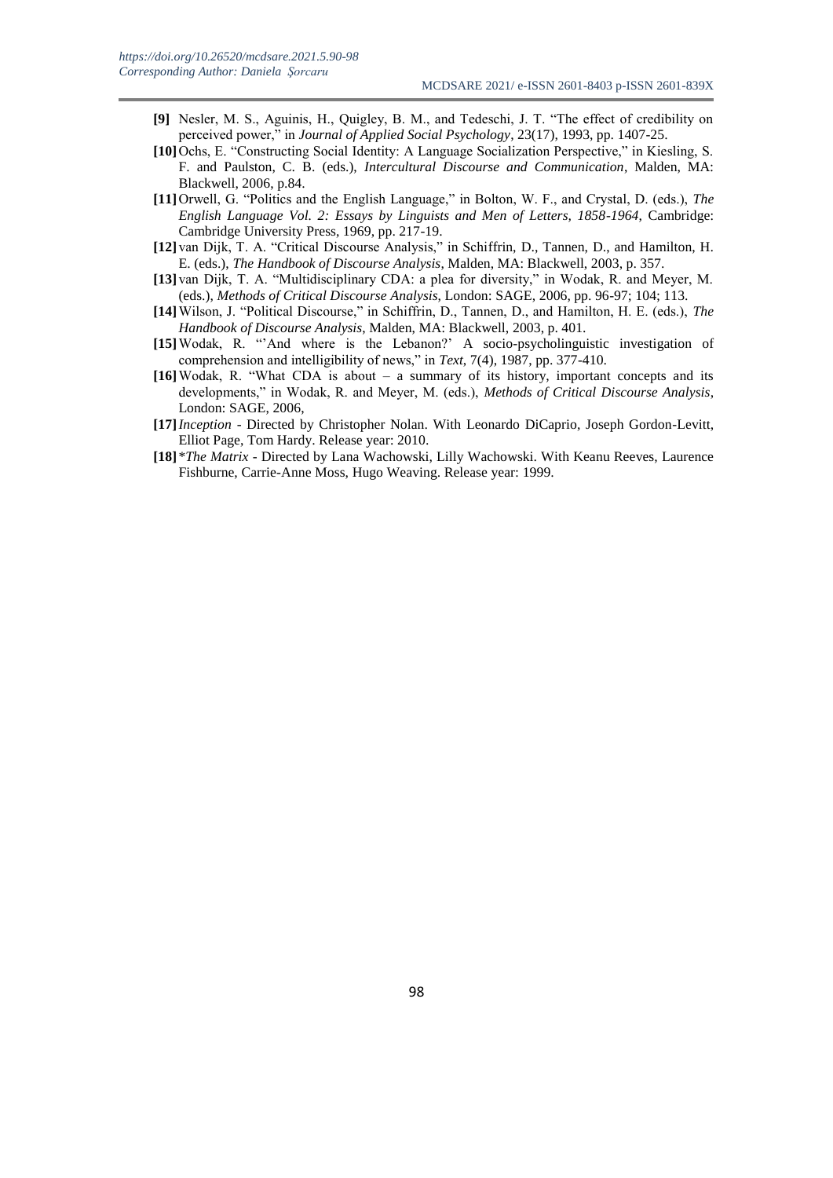**[9]** Nesler, M. S., Aguinis, H., Quigley, B. M., and Tedeschi, J. T. "The effect of credibility on perceived power," in *Journal of Applied Social Psychology*, 23(17), 1993, pp. 1407-25.

**[10]** Ochs, E. "Constructing Social Identity: A Language Socialization Perspective," in Kiesling, S. F. and Paulston, C. B. (eds.), *Intercultural Discourse and Communication*, Malden, MA: Blackwell, 2006, p.84.

**[11]** Orwell, G. "Politics and the English Language," in Bolton, W. F., and Crystal, D. (eds.), *The English Language Vol. 2: Essays by Linguists and Men of Letters, 1858-1964*, Cambridge: Cambridge University Press, 1969, pp. 217-19.

**[12]** van Dijk, T. A. "Critical Discourse Analysis," in Schiffrin, D., Tannen, D., and Hamilton, H. E. (eds.), *The Handbook of Discourse Analysis*, Malden, MA: Blackwell, 2003, p. 357.

**[13]** van Dijk, T. A. "Multidisciplinary CDA: a plea for diversity," in Wodak, R. and Meyer, M. (eds.), *Methods of Critical Discourse Analysis*, London: SAGE, 2006, pp. 96-97; 104; 113.

**[14]** Wilson, J. "Political Discourse," in Schiffrin, D., Tannen, D., and Hamilton, H. E. (eds.), *The Handbook of Discourse Analysis*, Malden, MA: Blackwell, 2003, p. 401.

**[15]** Wodak, R. "'And where is the Lebanon?' A socio-psycholinguistic investigation of comprehension and intelligibility of news," in *Text*, 7(4), 1987, pp. 377-410.

**[16]** Wodak, R. "What CDA is about – a summary of its history, important concepts and its developments," in Wodak, R. and Meyer, M. (eds.), *Methods of Critical Discourse Analysis*, London: SAGE, 2006,

**[17]** *Inception* - Directed by Christopher Nolan. With Leonardo DiCaprio, Joseph Gordon-Levitt, Elliot Page, Tom Hardy. Release year: 2010.

**[18]** \**The Matrix* - Directed by Lana Wachowski, Lilly Wachowski. With Keanu Reeves, Laurence Fishburne, Carrie-Anne Moss, Hugo Weaving. Release year: 1999.